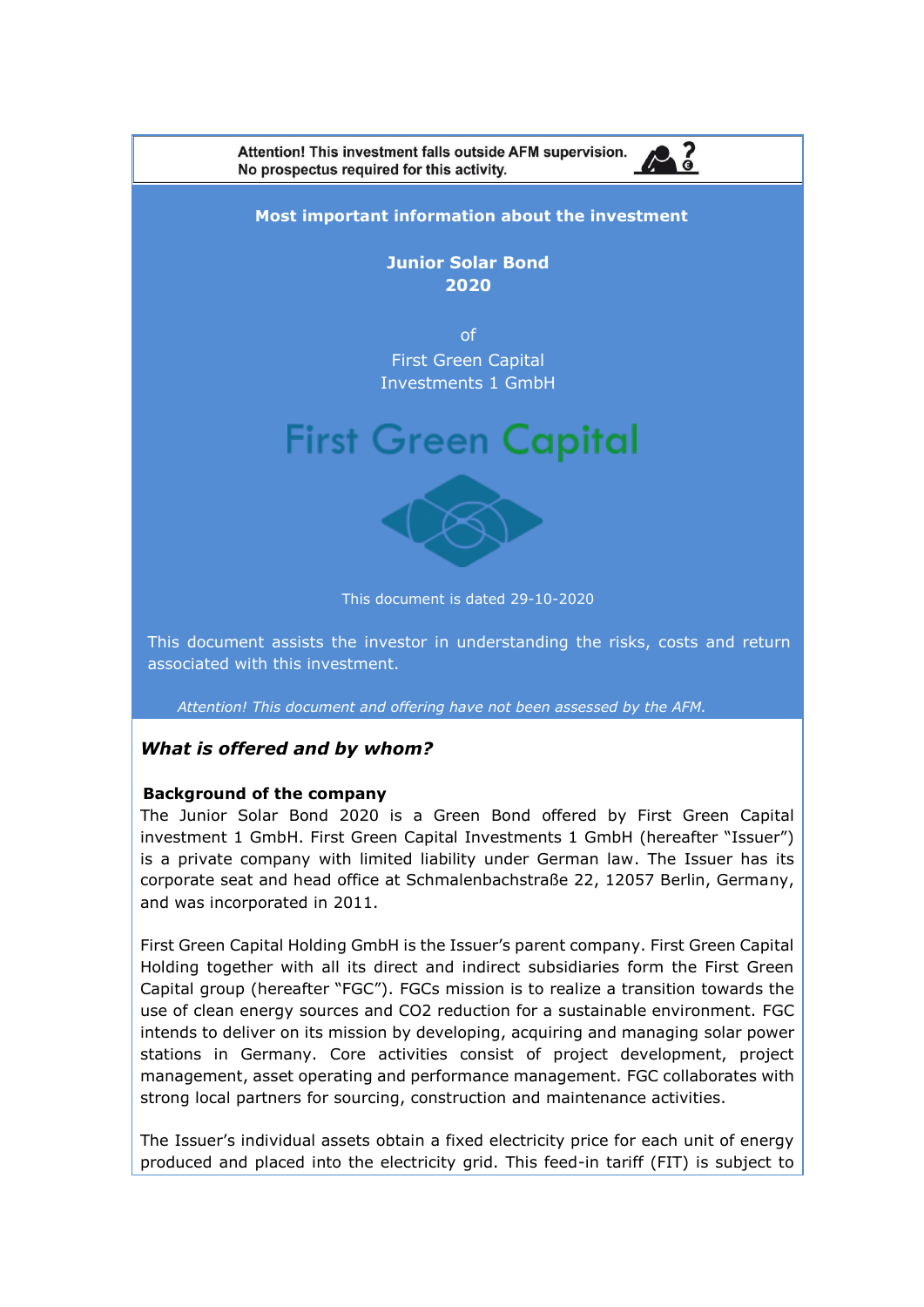Attention! This investment falls outside AFM supervision.
No prospectus required for this activity.

**Most important information about the investment**

**Junior Solar Bond 2020**

of
First Green Capital Investments 1 GmbH

First Green Capital

This document is dated 29-10-2020

This document assists the investor in understanding the risks, costs and return associated with this investment.

*Attention! This document and offering have not been assessed by the AFM.*

## *What is offered and by whom?*

### Background of the company

The Junior Solar Bond 2020 is a Green Bond offered by First Green Capital investment 1 GmbH. First Green Capital Investments 1 GmbH (hereafter "Issuer") is a private company with limited liability under German law. The Issuer has its corporate seat and head office at Schmalenbachstraße 22, 12057 Berlin, Germany, and was incorporated in 2011.

First Green Capital Holding GmbH is the Issuer's parent company. First Green Capital Holding together with all its direct and indirect subsidiaries form the First Green Capital group (hereafter "FGC"). FGCs mission is to realize a transition towards the use of clean energy sources and $CO_2$ reduction for a sustainable environment. FGC intends to deliver on its mission by developing, acquiring and managing solar power stations in Germany. Core activities consist of project development, project management, asset operating and performance management. FGC collaborates with strong local partners for sourcing, construction and maintenance activities.

The Issuer's individual assets obtain a fixed electricity price for each unit of energy produced and placed into the electricity grid. This feed-in tariff (FIT) is subject to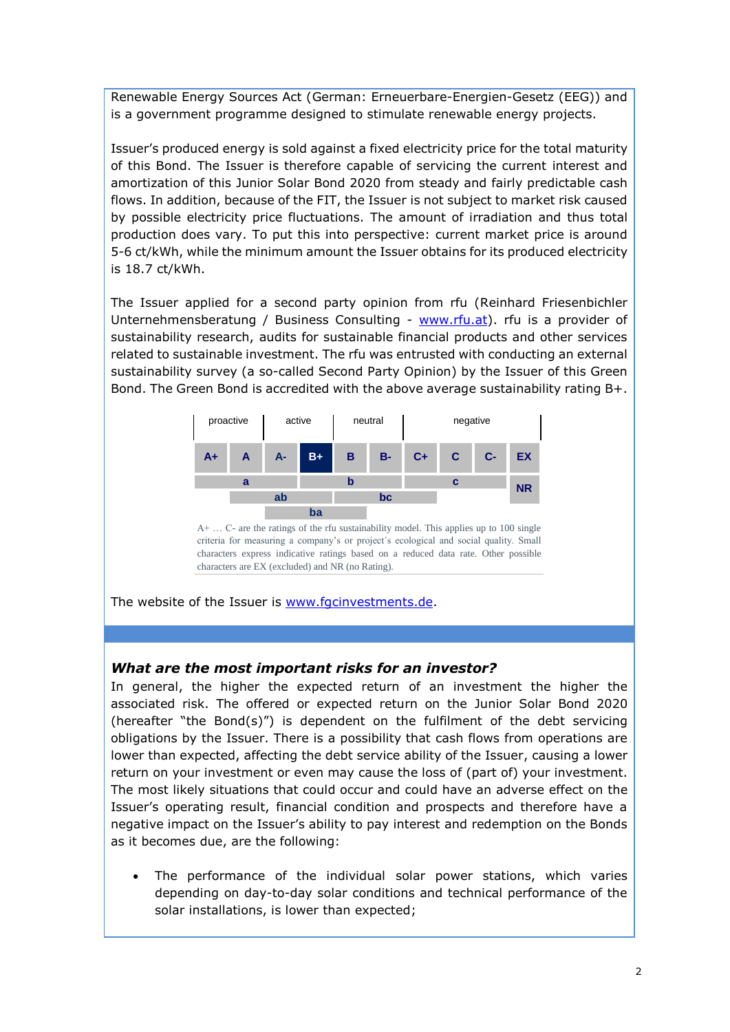Renewable Energy Sources Act (German: Erneuerbare-Energien-Gesetz (EEG)) and is a government programme designed to stimulate renewable energy projects.

Issuer's produced energy is sold against a fixed electricity price for the total maturity of this Bond. The Issuer is therefore capable of servicing the current interest and amortization of this Junior Solar Bond 2020 from steady and fairly predictable cash flows. In addition, because of the FIT, the Issuer is not subject to market risk caused by possible electricity price fluctuations. The amount of irradiation and thus total production does vary. To put this into perspective: current market price is around 5-6 ct/kWh, while the minimum amount the Issuer obtains for its produced electricity is 18.7 ct/kWh.

The Issuer applied for a second party opinion from rfu (Reinhard Friesenbichler Unternehmensberatung / Business Consulting - www.rfu.at). rfu is a provider of sustainability research, audits for sustainable financial products and other services related to sustainable investment. The rfu was entrusted with conducting an external sustainability survey (a so-called Second Party Opinion) by the Issuer of this Green Bond. The Green Bond is accredited with the above average sustainability rating B+.

| proactive | | active | | neutral | | negative | | | |
|---|---|---|---|---|---|---|---|---|---|
| A+ | A | A- | **B+** | B | B- | C+ | C | C- | EX |
| a | | | b | | | c | | | NR |
| | ab | | | bc | | | | | |
| | | ba | | | | | | | |

A+ … C- are the ratings of the rfu sustainability model. This applies up to 100 single criteria for measuring a company's or project's ecological and social quality. Small characters express indicative ratings based on a reduced data rate. Other possible characters are EX (excluded) and NR (no Rating).

The website of the Issuer is www.fgcinvestments.de.

### *What are the most important risks for an investor?*

In general, the higher the expected return of an investment the higher the associated risk. The offered or expected return on the Junior Solar Bond 2020 (hereafter "the Bond(s)") is dependent on the fulfilment of the debt servicing obligations by the Issuer. There is a possibility that cash flows from operations are lower than expected, affecting the debt service ability of the Issuer, causing a lower return on your investment or even may cause the loss of (part of) your investment. The most likely situations that could occur and could have an adverse effect on the Issuer's operating result, financial condition and prospects and therefore have a negative impact on the Issuer's ability to pay interest and redemption on the Bonds as it becomes due, are the following:

- The performance of the individual solar power stations, which varies depending on day-to-day solar conditions and technical performance of the solar installations, is lower than expected;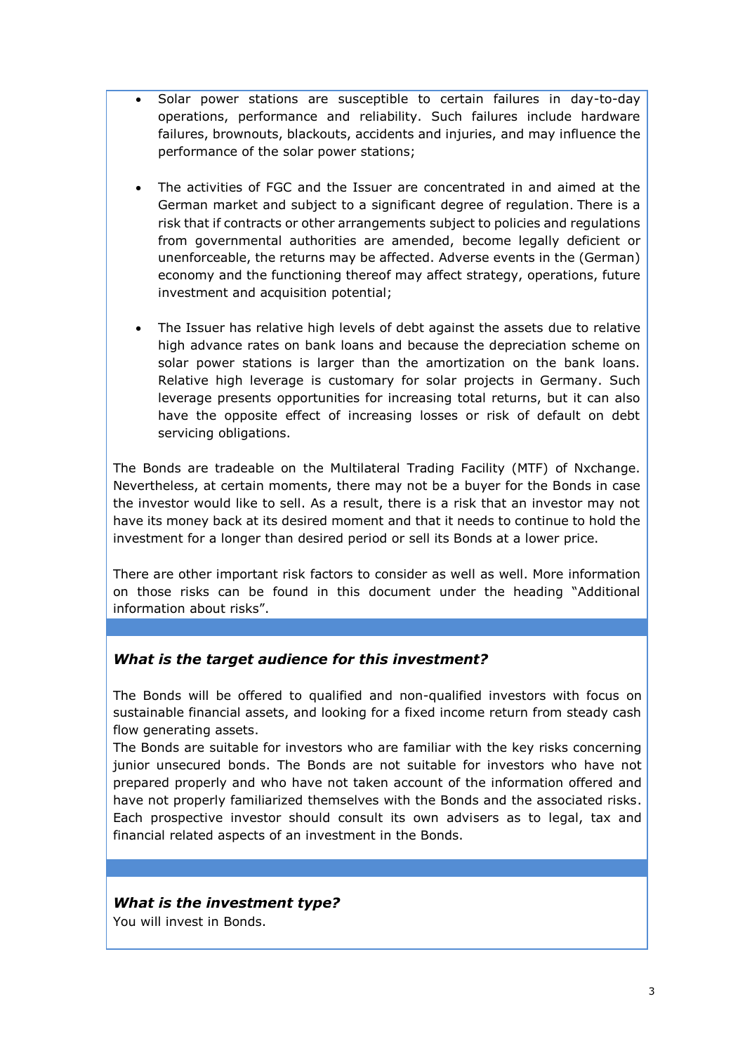- Solar power stations are susceptible to certain failures in day-to-day operations, performance and reliability. Such failures include hardware failures, brownouts, blackouts, accidents and injuries, and may influence the performance of the solar power stations;

- The activities of FGC and the Issuer are concentrated in and aimed at the German market and subject to a significant degree of regulation. There is a risk that if contracts or other arrangements subject to policies and regulations from governmental authorities are amended, become legally deficient or unenforceable, the returns may be affected. Adverse events in the (German) economy and the functioning thereof may affect strategy, operations, future investment and acquisition potential;

- The Issuer has relative high levels of debt against the assets due to relative high advance rates on bank loans and because the depreciation scheme on solar power stations is larger than the amortization on the bank loans. Relative high leverage is customary for solar projects in Germany. Such leverage presents opportunities for increasing total returns, but it can also have the opposite effect of increasing losses or risk of default on debt servicing obligations.

The Bonds are tradeable on the Multilateral Trading Facility (MTF) of Nxchange. Nevertheless, at certain moments, there may not be a buyer for the Bonds in case the investor would like to sell. As a result, there is a risk that an investor may not have its money back at its desired moment and that it needs to continue to hold the investment for a longer than desired period or sell its Bonds at a lower price.

There are other important risk factors to consider as well as well. More information on those risks can be found in this document under the heading "Additional information about risks".

### *What is the target audience for this investment?*

The Bonds will be offered to qualified and non-qualified investors with focus on sustainable financial assets, and looking for a fixed income return from steady cash flow generating assets.
The Bonds are suitable for investors who are familiar with the key risks concerning junior unsecured bonds. The Bonds are not suitable for investors who have not prepared properly and who have not taken account of the information offered and have not properly familiarized themselves with the Bonds and the associated risks. Each prospective investor should consult its own advisers as to legal, tax and financial related aspects of an investment in the Bonds.

### *What is the investment type?*

You will invest in Bonds.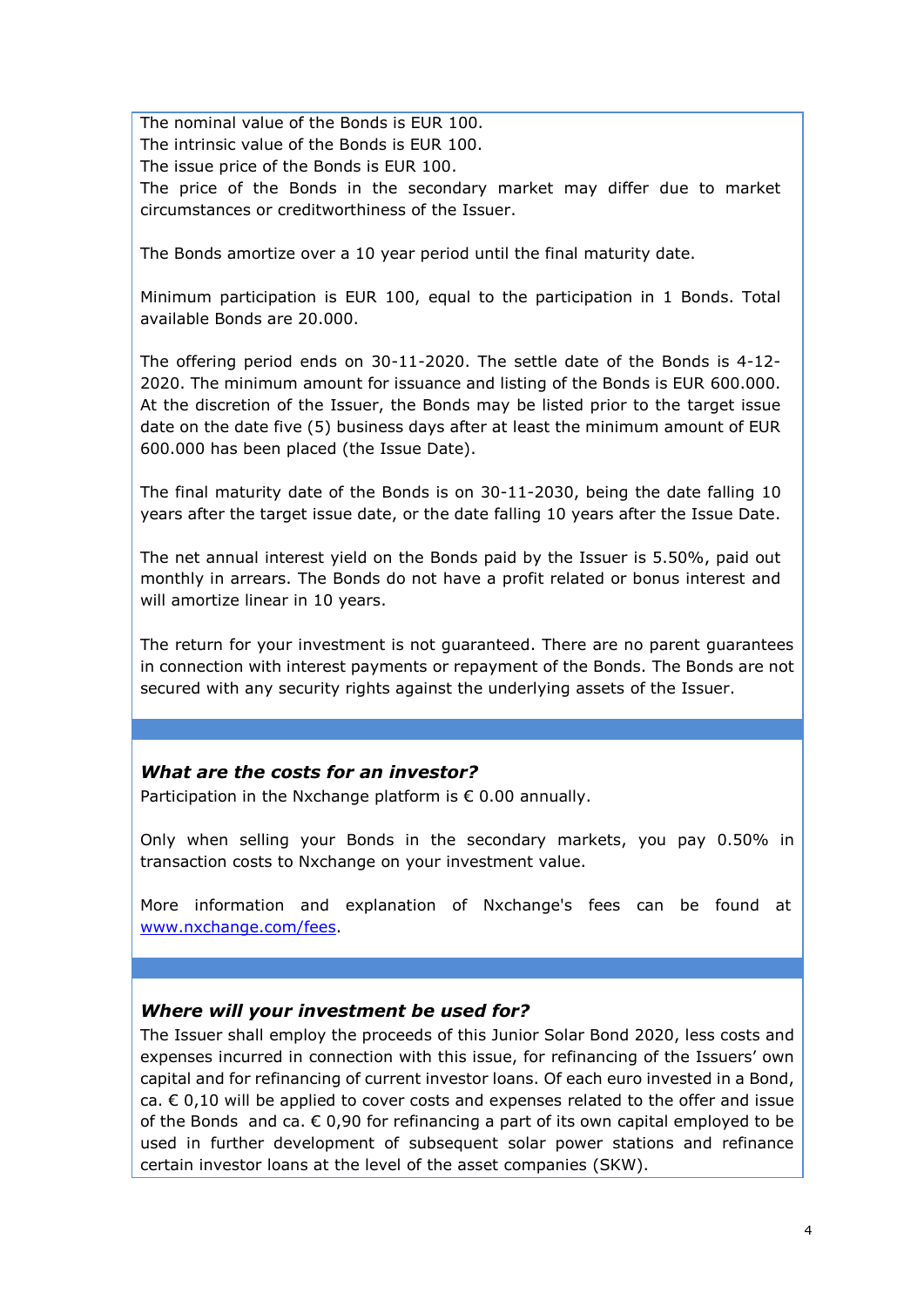The nominal value of the Bonds is EUR 100.
The intrinsic value of the Bonds is EUR 100.
The issue price of the Bonds is EUR 100.
The price of the Bonds in the secondary market may differ due to market circumstances or creditworthiness of the Issuer.

The Bonds amortize over a 10 year period until the final maturity date.

Minimum participation is EUR 100, equal to the participation in 1 Bonds. Total available Bonds are 20.000.

The offering period ends on 30-11-2020. The settle date of the Bonds is 4-12-2020. The minimum amount for issuance and listing of the Bonds is EUR 600.000. At the discretion of the Issuer, the Bonds may be listed prior to the target issue date on the date five (5) business days after at least the minimum amount of EUR 600.000 has been placed (the Issue Date).

The final maturity date of the Bonds is on 30-11-2030, being the date falling 10 years after the target issue date, or the date falling 10 years after the Issue Date.

The net annual interest yield on the Bonds paid by the Issuer is 5.50%, paid out monthly in arrears. The Bonds do not have a profit related or bonus interest and will amortize linear in 10 years.

The return for your investment is not guaranteed. There are no parent guarantees in connection with interest payments or repayment of the Bonds. The Bonds are not secured with any security rights against the underlying assets of the Issuer.

### *What are the costs for an investor?*

Participation in the Nxchange platform is € 0.00 annually.

Only when selling your Bonds in the secondary markets, you pay 0.50% in transaction costs to Nxchange on your investment value.

More information and explanation of Nxchange's fees can be found at [www.nxchange.com/fees](www.nxchange.com/fees).

### *Where will your investment be used for?*

The Issuer shall employ the proceeds of this Junior Solar Bond 2020, less costs and expenses incurred in connection with this issue, for refinancing of the Issuers' own capital and for refinancing of current investor loans. Of each euro invested in a Bond, ca. € 0,10 will be applied to cover costs and expenses related to the offer and issue of the Bonds and ca. € 0,90 for refinancing a part of its own capital employed to be used in further development of subsequent solar power stations and refinance certain investor loans at the level of the asset companies (SKW).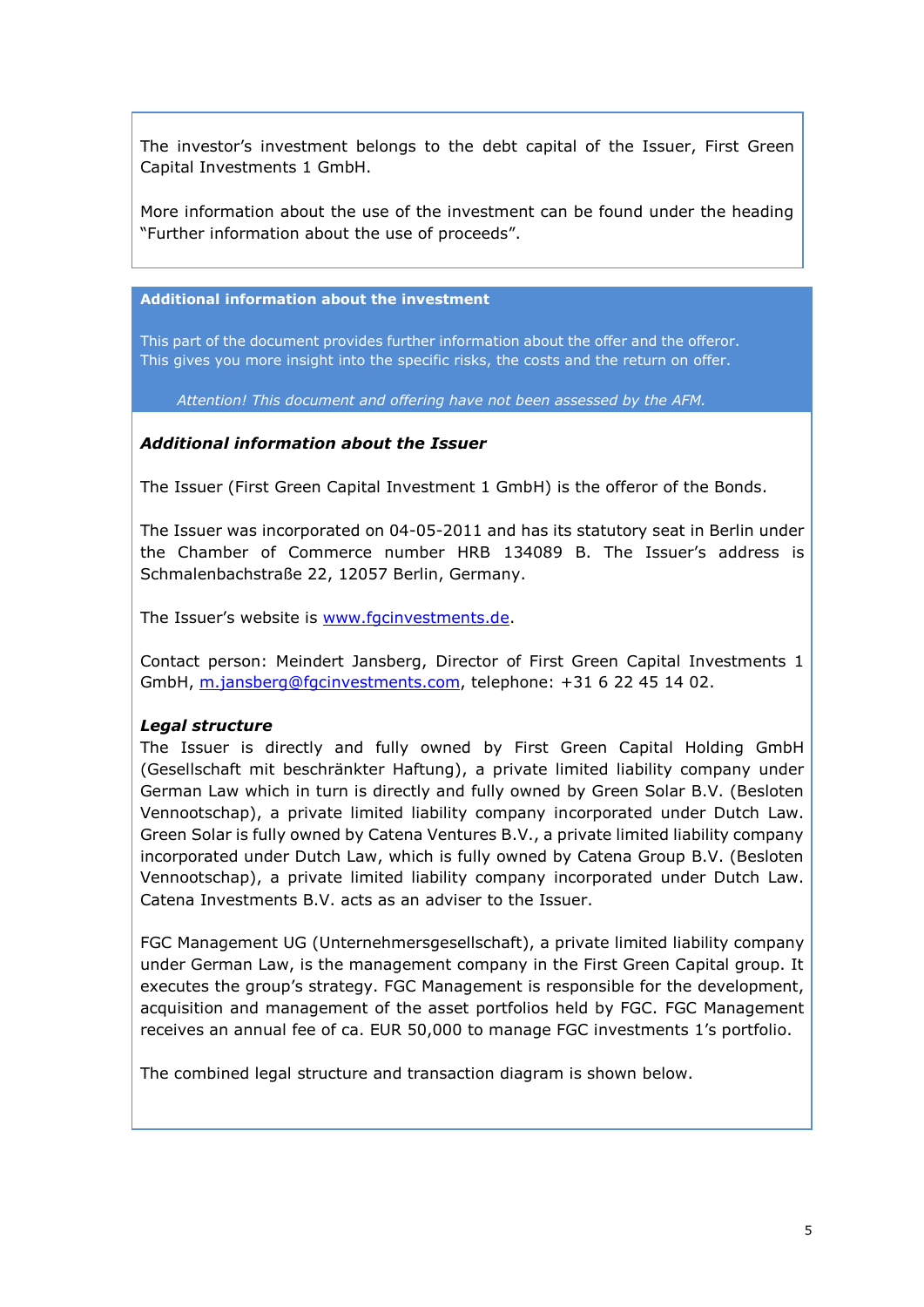The investor's investment belongs to the debt capital of the Issuer, First Green Capital Investments 1 GmbH.

More information about the use of the investment can be found under the heading "Further information about the use of proceeds".

## Additional information about the investment

This part of the document provides further information about the offer and the offeror. This gives you more insight into the specific risks, the costs and the return on offer.

*Attention! This document and offering have not been assessed by the AFM.*

### *Additional information about the Issuer*

The Issuer (First Green Capital Investment 1 GmbH) is the offeror of the Bonds.

The Issuer was incorporated on 04-05-2011 and has its statutory seat in Berlin under the Chamber of Commerce number HRB 134089 B. The Issuer's address is Schmalenbachstraße 22, 12057 Berlin, Germany.

The Issuer's website is [www.fgcinvestments.de](http://www.fgcinvestments.de).

Contact person: Meindert Jansberg, Director of First Green Capital Investments 1 GmbH, [m.jansberg@fgcinvestments.com](mailto:m.jansberg@fgcinvestments.com), telephone: +31 6 22 45 14 02.

### *Legal structure*

The Issuer is directly and fully owned by First Green Capital Holding GmbH (Gesellschaft mit beschränkter Haftung), a private limited liability company under German Law which in turn is directly and fully owned by Green Solar B.V. (Besloten Vennootschap), a private limited liability company incorporated under Dutch Law. Green Solar is fully owned by Catena Ventures B.V., a private limited liability company incorporated under Dutch Law, which is fully owned by Catena Group B.V. (Besloten Vennootschap), a private limited liability company incorporated under Dutch Law. Catena Investments B.V. acts as an adviser to the Issuer.

FGC Management UG (Unternehmersgesellschaft), a private limited liability company under German Law, is the management company in the First Green Capital group. It executes the group's strategy. FGC Management is responsible for the development, acquisition and management of the asset portfolios held by FGC. FGC Management receives an annual fee of ca. EUR 50,000 to manage FGC investments 1's portfolio.

The combined legal structure and transaction diagram is shown below.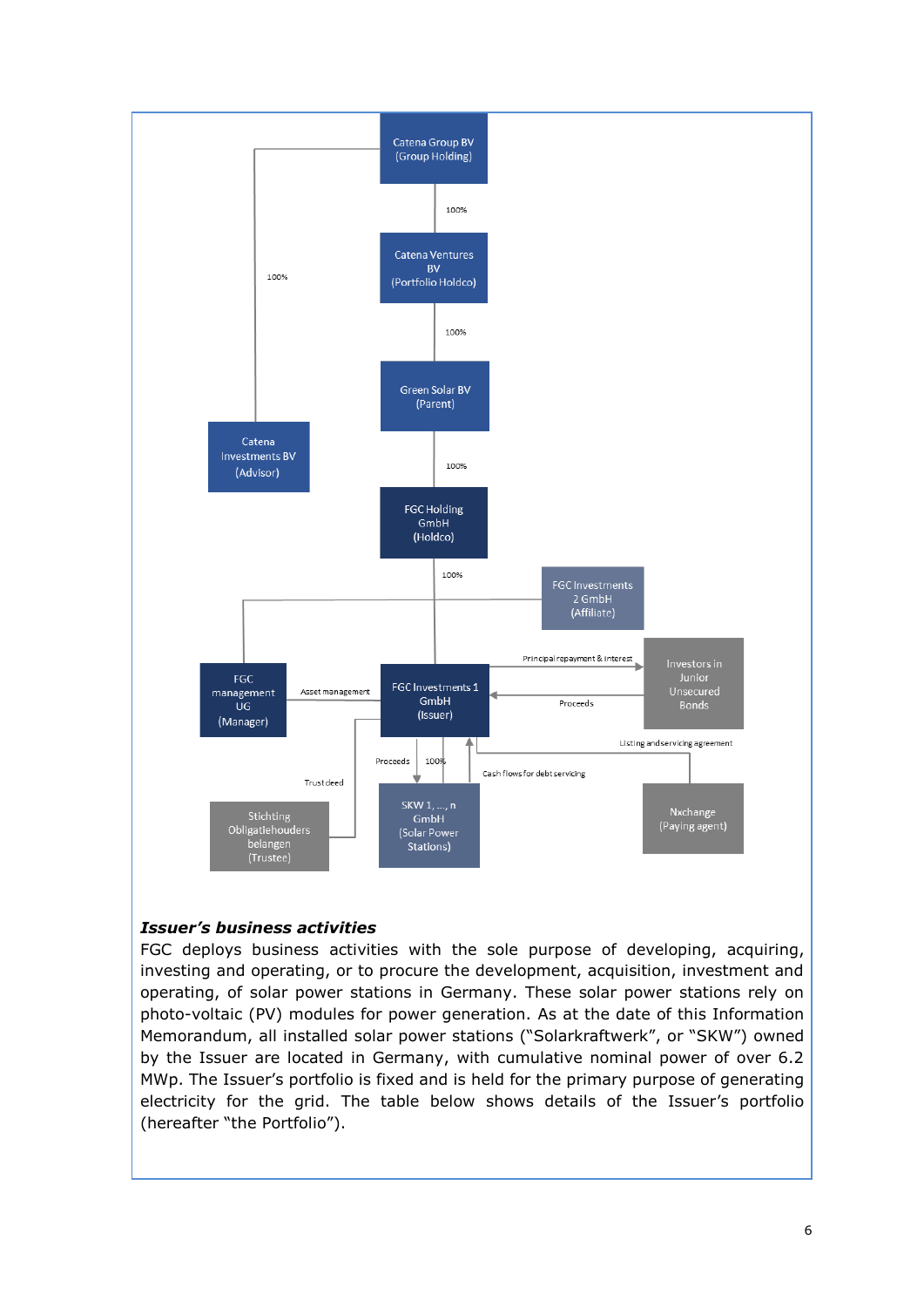Catena Group BV (Group Holding)

100%

Catena Ventures BV (Portfolio Holdco)

100%

Green Solar BV (Parent)

100%

FGC Holding GmbH (Holdco)

100%

Catena Investments BV (Advisor)

FGC Investments 2 GmbH (Affiliate)

FGC management UG (Manager)

Asset management

FGC Investments 1 GmbH (Issuer)

Principal repayment & interest

Proceeds

Investors in Junior Unsecured Bonds

Listing and servicing agreement

Trust deed

Proceeds

100%

Cash flows for debt servicing

Stichting Obligatiehouders belangen (Trustee)

SKW 1, ..., n GmbH (Solar Power Stations)

Nxchange (Paying agent)

***Issuer's business activities***

FGC deploys business activities with the sole purpose of developing, acquiring, investing and operating, or to procure the development, acquisition, investment and operating, of solar power stations in Germany. These solar power stations rely on photo-voltaic (PV) modules for power generation. As at the date of this Information Memorandum, all installed solar power stations ("Solarkraftwerk", or "SKW") owned by the Issuer are located in Germany, with cumulative nominal power of over 6.2 MWp. The Issuer's portfolio is fixed and is held for the primary purpose of generating electricity for the grid. The table below shows details of the Issuer's portfolio (hereafter "the Portfolio").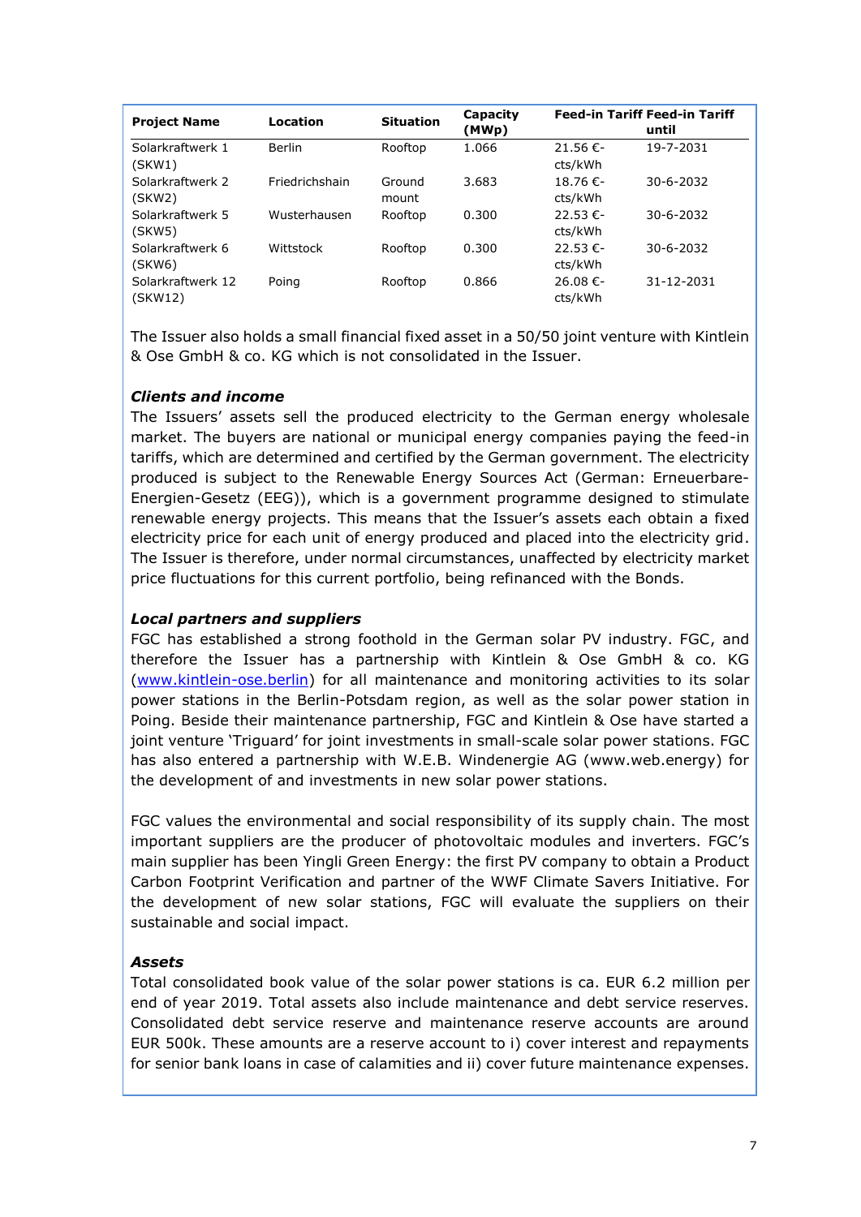| Project Name | Location | Situation | Capacity (MWp) | Feed-in Tariff | Feed-in Tariff until |
|---|---|---|---|---|---|
| Solarkraftwerk 1 (SKW1) | Berlin | Rooftop | 1.066 | 21.56 €-cts/kWh | 19-7-2031 |
| Solarkraftwerk 2 (SKW2) | Friedrichshain | Ground mount | 3.683 | 18.76 €-cts/kWh | 30-6-2032 |
| Solarkraftwerk 5 (SKW5) | Wusterhausen | Rooftop | 0.300 | 22.53 €-cts/kWh | 30-6-2032 |
| Solarkraftwerk 6 (SKW6) | Wittstock | Rooftop | 0.300 | 22.53 €-cts/kWh | 30-6-2032 |
| Solarkraftwerk 12 (SKW12) | Poing | Rooftop | 0.866 | 26.08 €-cts/kWh | 31-12-2031 |

The Issuer also holds a small financial fixed asset in a 50/50 joint venture with Kintlein & Ose GmbH & co. KG which is not consolidated in the Issuer.

***Clients and income***

The Issuers' assets sell the produced electricity to the German energy wholesale market. The buyers are national or municipal energy companies paying the feed-in tariffs, which are determined and certified by the German government. The electricity produced is subject to the Renewable Energy Sources Act (German: Erneuerbare-Energien-Gesetz (EEG)), which is a government programme designed to stimulate renewable energy projects. This means that the Issuer's assets each obtain a fixed electricity price for each unit of energy produced and placed into the electricity grid. The Issuer is therefore, under normal circumstances, unaffected by electricity market price fluctuations for this current portfolio, being refinanced with the Bonds.

***Local partners and suppliers***

FGC has established a strong foothold in the German solar PV industry. FGC, and therefore the Issuer has a partnership with Kintlein & Ose GmbH & co. KG (www.kintlein-ose.berlin) for all maintenance and monitoring activities to its solar power stations in the Berlin-Potsdam region, as well as the solar power station in Poing. Beside their maintenance partnership, FGC and Kintlein & Ose have started a joint venture 'Triguard' for joint investments in small-scale solar power stations. FGC has also entered a partnership with W.E.B. Windenergie AG (www.web.energy) for the development of and investments in new solar power stations.

FGC values the environmental and social responsibility of its supply chain. The most important suppliers are the producer of photovoltaic modules and inverters. FGC's main supplier has been Yingli Green Energy: the first PV company to obtain a Product Carbon Footprint Verification and partner of the WWF Climate Savers Initiative. For the development of new solar stations, FGC will evaluate the suppliers on their sustainable and social impact.

***Assets***

Total consolidated book value of the solar power stations is ca. EUR 6.2 million per end of year 2019. Total assets also include maintenance and debt service reserves. Consolidated debt service reserve and maintenance reserve accounts are around EUR 500k. These amounts are a reserve account to i) cover interest and repayments for senior bank loans in case of calamities and ii) cover future maintenance expenses.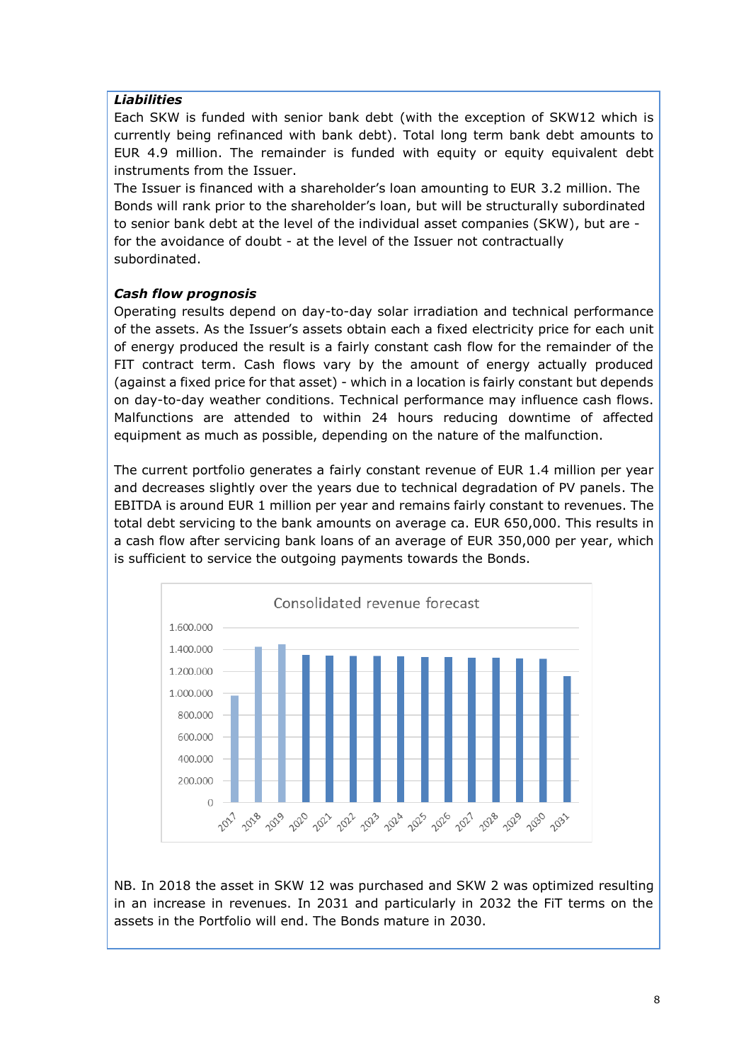***Liabilities***

Each SKW is funded with senior bank debt (with the exception of SKW12 which is currently being refinanced with bank debt). Total long term bank debt amounts to EUR 4.9 million. The remainder is funded with equity or equity equivalent debt instruments from the Issuer.

The Issuer is financed with a shareholder's loan amounting to EUR 3.2 million. The Bonds will rank prior to the shareholder's loan, but will be structurally subordinated to senior bank debt at the level of the individual asset companies (SKW), but are - for the avoidance of doubt - at the level of the Issuer not contractually subordinated.

***Cash flow prognosis***

Operating results depend on day-to-day solar irradiation and technical performance of the assets. As the Issuer's assets obtain each a fixed electricity price for each unit of energy produced the result is a fairly constant cash flow for the remainder of the FIT contract term. Cash flows vary by the amount of energy actually produced (against a fixed price for that asset) - which in a location is fairly constant but depends on day-to-day weather conditions. Technical performance may influence cash flows. Malfunctions are attended to within 24 hours reducing downtime of affected equipment as much as possible, depending on the nature of the malfunction.

The current portfolio generates a fairly constant revenue of EUR 1.4 million per year and decreases slightly over the years due to technical degradation of PV panels. The EBITDA is around EUR 1 million per year and remains fairly constant to revenues. The total debt servicing to the bank amounts on average ca. EUR 650,000. This results in a cash flow after servicing bank loans of an average of EUR 350,000 per year, which is sufficient to service the outgoing payments towards the Bonds.

Consolidated revenue forecast

NB. In 2018 the asset in SKW 12 was purchased and SKW 2 was optimized resulting in an increase in revenues. In 2031 and particularly in 2032 the FiT terms on the assets in the Portfolio will end. The Bonds mature in 2030.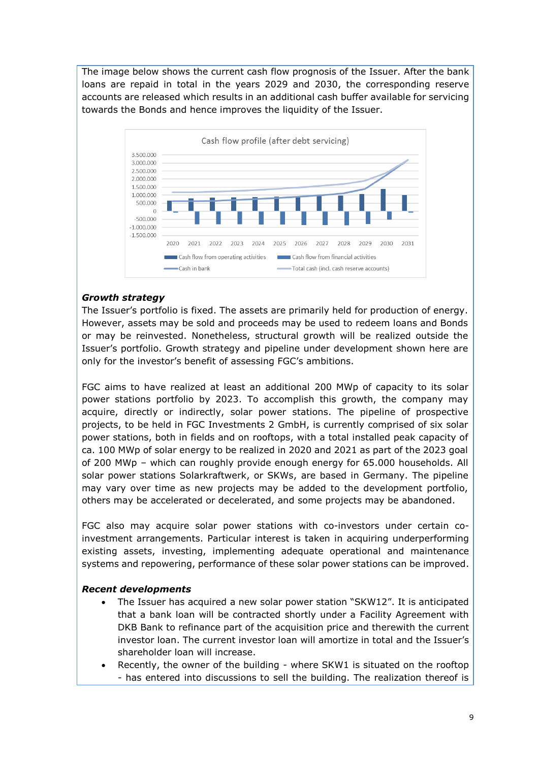The image below shows the current cash flow prognosis of the Issuer. After the bank loans are repaid in total in the years 2029 and 2030, the corresponding reserve accounts are released which results in an additional cash buffer available for servicing towards the Bonds and hence improves the liquidity of the Issuer.

### Growth strategy

The Issuer's portfolio is fixed. The assets are primarily held for production of energy. However, assets may be sold and proceeds may be used to redeem loans and Bonds or may be reinvested. Nonetheless, structural growth will be realized outside the Issuer's portfolio. Growth strategy and pipeline under development shown here are only for the investor's benefit of assessing FGC's ambitions.

FGC aims to have realized at least an additional 200 MWp of capacity to its solar power stations portfolio by 2023. To accomplish this growth, the company may acquire, directly or indirectly, solar power stations. The pipeline of prospective projects, to be held in FGC Investments 2 GmbH, is currently comprised of six solar power stations, both in fields and on rooftops, with a total installed peak capacity of ca. 100 MWp of solar energy to be realized in 2020 and 2021 as part of the 2023 goal of 200 MWp – which can roughly provide enough energy for 65.000 households. All solar power stations Solarkraftwerk, or SKWs, are based in Germany. The pipeline may vary over time as new projects may be added to the development portfolio, others may be accelerated or decelerated, and some projects may be abandoned.

FGC also may acquire solar power stations with co-investors under certain co-investment arrangements. Particular interest is taken in acquiring underperforming existing assets, investing, implementing adequate operational and maintenance systems and repowering, performance of these solar power stations can be improved.

### Recent developments

- The Issuer has acquired a new solar power station "SKW12". It is anticipated that a bank loan will be contracted shortly under a Facility Agreement with DKB Bank to refinance part of the acquisition price and therewith the current investor loan. The current investor loan will amortize in total and the Issuer's shareholder loan will increase.
- Recently, the owner of the building - where SKW1 is situated on the rooftop - has entered into discussions to sell the building. The realization thereof is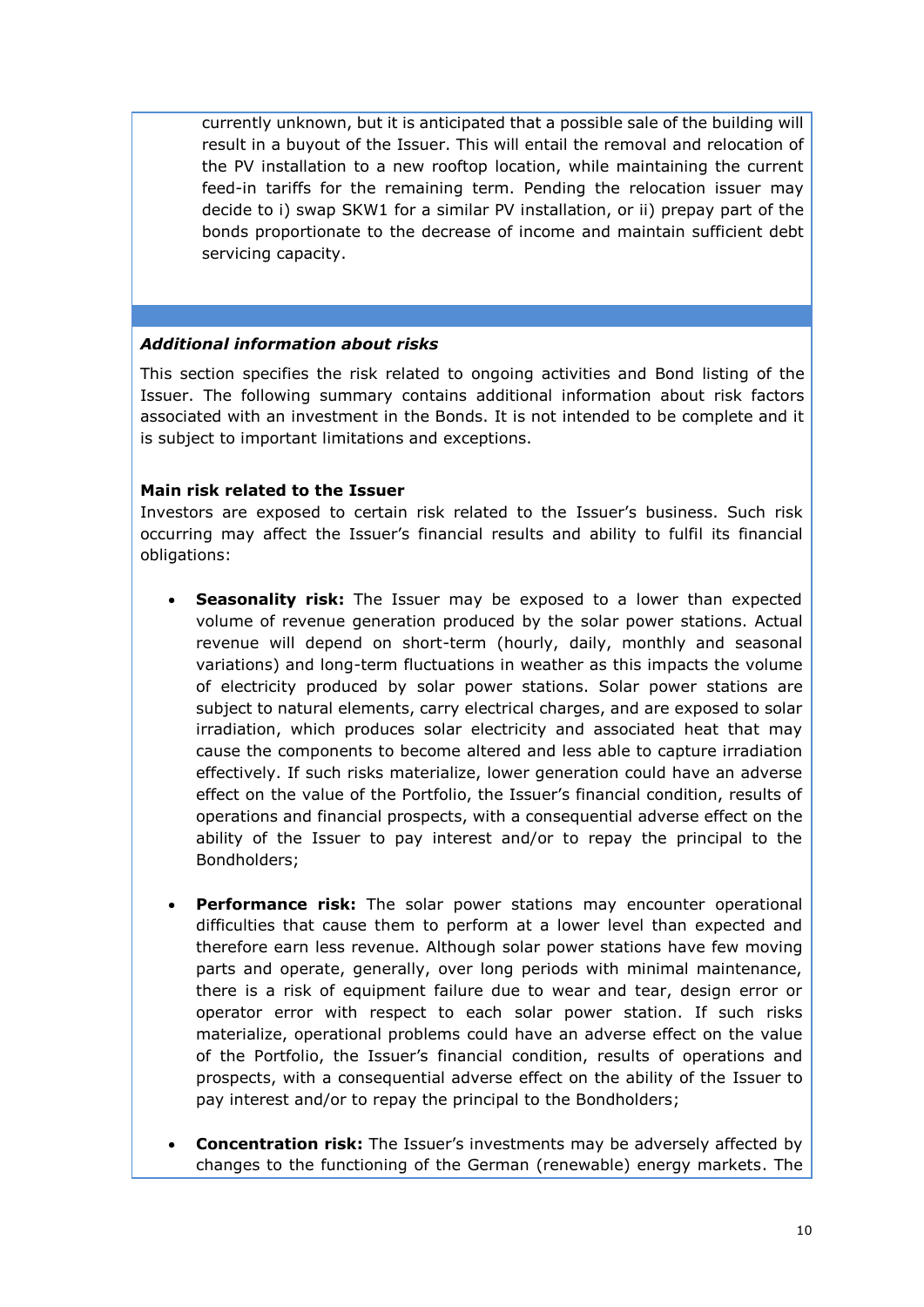currently unknown, but it is anticipated that a possible sale of the building will result in a buyout of the Issuer. This will entail the removal and relocation of the PV installation to a new rooftop location, while maintaining the current feed-in tariffs for the remaining term. Pending the relocation issuer may decide to i) swap SKW1 for a similar PV installation, or ii) prepay part of the bonds proportionate to the decrease of income and maintain sufficient debt servicing capacity.

***Additional information about risks***

This section specifies the risk related to ongoing activities and Bond listing of the Issuer. The following summary contains additional information about risk factors associated with an investment in the Bonds. It is not intended to be complete and it is subject to important limitations and exceptions.

**Main risk related to the Issuer**

Investors are exposed to certain risk related to the Issuer's business. Such risk occurring may affect the Issuer's financial results and ability to fulfil its financial obligations:

- **Seasonality risk:** The Issuer may be exposed to a lower than expected volume of revenue generation produced by the solar power stations. Actual revenue will depend on short-term (hourly, daily, monthly and seasonal variations) and long-term fluctuations in weather as this impacts the volume of electricity produced by solar power stations. Solar power stations are subject to natural elements, carry electrical charges, and are exposed to solar irradiation, which produces solar electricity and associated heat that may cause the components to become altered and less able to capture irradiation effectively. If such risks materialize, lower generation could have an adverse effect on the value of the Portfolio, the Issuer's financial condition, results of operations and financial prospects, with a consequential adverse effect on the ability of the Issuer to pay interest and/or to repay the principal to the Bondholders;

- **Performance risk:** The solar power stations may encounter operational difficulties that cause them to perform at a lower level than expected and therefore earn less revenue. Although solar power stations have few moving parts and operate, generally, over long periods with minimal maintenance, there is a risk of equipment failure due to wear and tear, design error or operator error with respect to each solar power station. If such risks materialize, operational problems could have an adverse effect on the value of the Portfolio, the Issuer's financial condition, results of operations and prospects, with a consequential adverse effect on the ability of the Issuer to pay interest and/or to repay the principal to the Bondholders;

- **Concentration risk:** The Issuer's investments may be adversely affected by changes to the functioning of the German (renewable) energy markets. The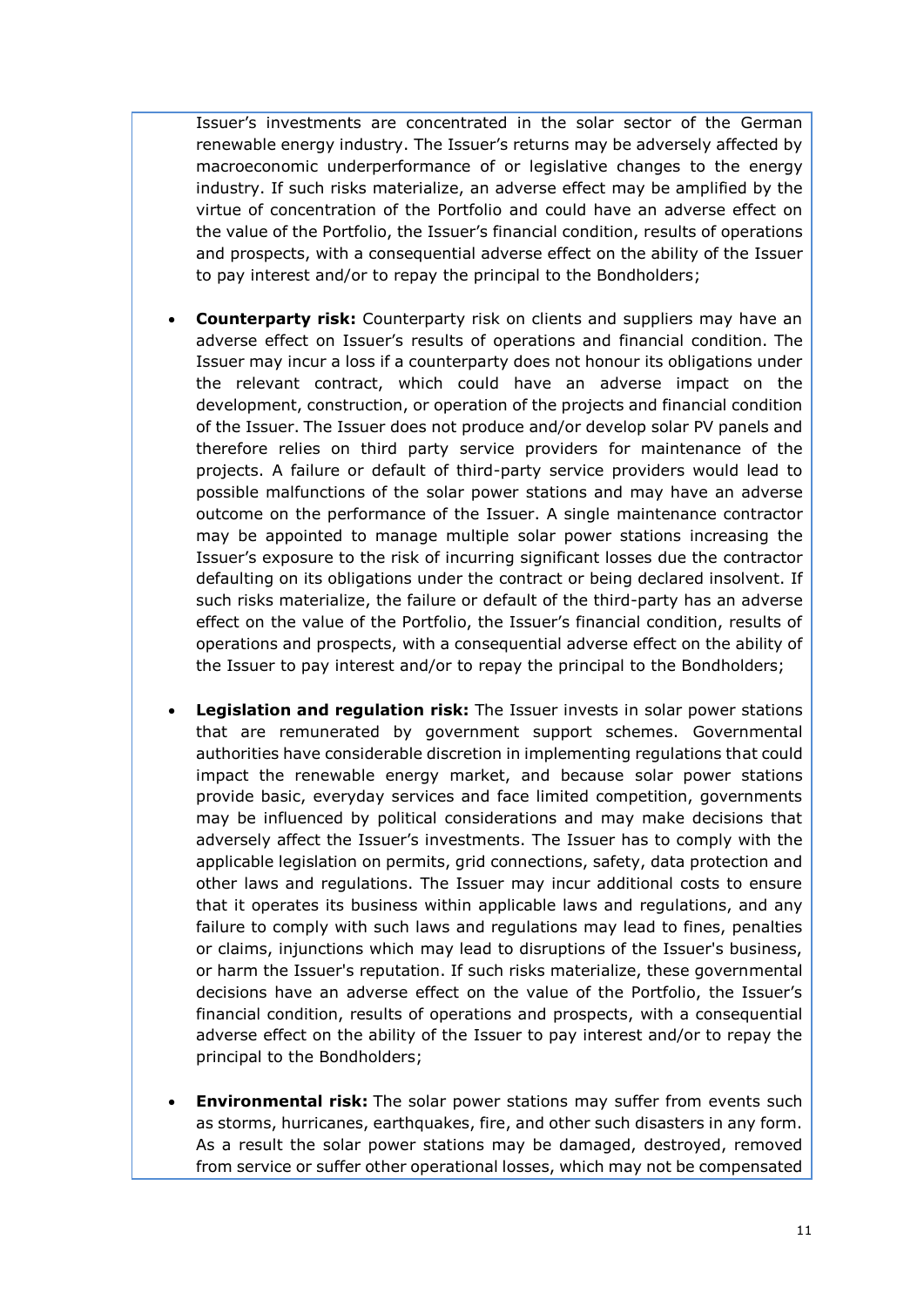Issuer's investments are concentrated in the solar sector of the German renewable energy industry. The Issuer's returns may be adversely affected by macroeconomic underperformance of or legislative changes to the energy industry. If such risks materialize, an adverse effect may be amplified by the virtue of concentration of the Portfolio and could have an adverse effect on the value of the Portfolio, the Issuer's financial condition, results of operations and prospects, with a consequential adverse effect on the ability of the Issuer to pay interest and/or to repay the principal to the Bondholders;

- **Counterparty risk:** Counterparty risk on clients and suppliers may have an adverse effect on Issuer's results of operations and financial condition. The Issuer may incur a loss if a counterparty does not honour its obligations under the relevant contract, which could have an adverse impact on the development, construction, or operation of the projects and financial condition of the Issuer. The Issuer does not produce and/or develop solar PV panels and therefore relies on third party service providers for maintenance of the projects. A failure or default of third-party service providers would lead to possible malfunctions of the solar power stations and may have an adverse outcome on the performance of the Issuer. A single maintenance contractor may be appointed to manage multiple solar power stations increasing the Issuer's exposure to the risk of incurring significant losses due the contractor defaulting on its obligations under the contract or being declared insolvent. If such risks materialize, the failure or default of the third-party has an adverse effect on the value of the Portfolio, the Issuer's financial condition, results of operations and prospects, with a consequential adverse effect on the ability of the Issuer to pay interest and/or to repay the principal to the Bondholders;

- **Legislation and regulation risk:** The Issuer invests in solar power stations that are remunerated by government support schemes. Governmental authorities have considerable discretion in implementing regulations that could impact the renewable energy market, and because solar power stations provide basic, everyday services and face limited competition, governments may be influenced by political considerations and may make decisions that adversely affect the Issuer's investments. The Issuer has to comply with the applicable legislation on permits, grid connections, safety, data protection and other laws and regulations. The Issuer may incur additional costs to ensure that it operates its business within applicable laws and regulations, and any failure to comply with such laws and regulations may lead to fines, penalties or claims, injunctions which may lead to disruptions of the Issuer's business, or harm the Issuer's reputation. If such risks materialize, these governmental decisions have an adverse effect on the value of the Portfolio, the Issuer's financial condition, results of operations and prospects, with a consequential adverse effect on the ability of the Issuer to pay interest and/or to repay the principal to the Bondholders;

- **Environmental risk:** The solar power stations may suffer from events such as storms, hurricanes, earthquakes, fire, and other such disasters in any form. As a result the solar power stations may be damaged, destroyed, removed from service or suffer other operational losses, which may not be compensated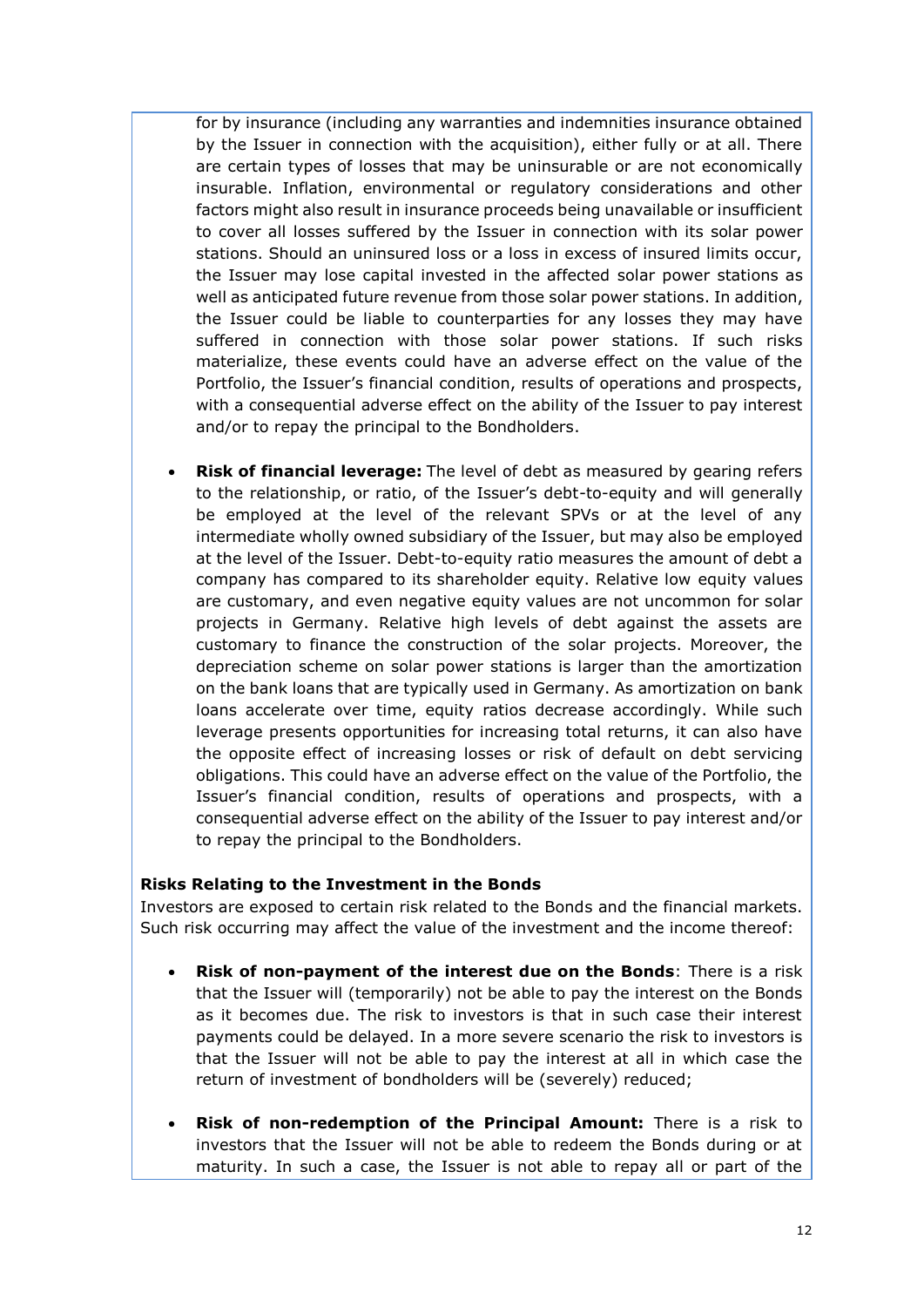for by insurance (including any warranties and indemnities insurance obtained by the Issuer in connection with the acquisition), either fully or at all. There are certain types of losses that may be uninsurable or are not economically insurable. Inflation, environmental or regulatory considerations and other factors might also result in insurance proceeds being unavailable or insufficient to cover all losses suffered by the Issuer in connection with its solar power stations. Should an uninsured loss or a loss in excess of insured limits occur, the Issuer may lose capital invested in the affected solar power stations as well as anticipated future revenue from those solar power stations. In addition, the Issuer could be liable to counterparties for any losses they may have suffered in connection with those solar power stations. If such risks materialize, these events could have an adverse effect on the value of the Portfolio, the Issuer's financial condition, results of operations and prospects, with a consequential adverse effect on the ability of the Issuer to pay interest and/or to repay the principal to the Bondholders.

- **Risk of financial leverage:** The level of debt as measured by gearing refers to the relationship, or ratio, of the Issuer's debt-to-equity and will generally be employed at the level of the relevant SPVs or at the level of any intermediate wholly owned subsidiary of the Issuer, but may also be employed at the level of the Issuer. Debt-to-equity ratio measures the amount of debt a company has compared to its shareholder equity. Relative low equity values are customary, and even negative equity values are not uncommon for solar projects in Germany. Relative high levels of debt against the assets are customary to finance the construction of the solar projects. Moreover, the depreciation scheme on solar power stations is larger than the amortization on the bank loans that are typically used in Germany. As amortization on bank loans accelerate over time, equity ratios decrease accordingly. While such leverage presents opportunities for increasing total returns, it can also have the opposite effect of increasing losses or risk of default on debt servicing obligations. This could have an adverse effect on the value of the Portfolio, the Issuer's financial condition, results of operations and prospects, with a consequential adverse effect on the ability of the Issuer to pay interest and/or to repay the principal to the Bondholders.

**Risks Relating to the Investment in the Bonds**

Investors are exposed to certain risk related to the Bonds and the financial markets. Such risk occurring may affect the value of the investment and the income thereof:

- **Risk of non-payment of the interest due on the Bonds**: There is a risk that the Issuer will (temporarily) not be able to pay the interest on the Bonds as it becomes due. The risk to investors is that in such case their interest payments could be delayed. In a more severe scenario the risk to investors is that the Issuer will not be able to pay the interest at all in which case the return of investment of bondholders will be (severely) reduced;
- **Risk of non-redemption of the Principal Amount:** There is a risk to investors that the Issuer will not be able to redeem the Bonds during or at maturity. In such a case, the Issuer is not able to repay all or part of the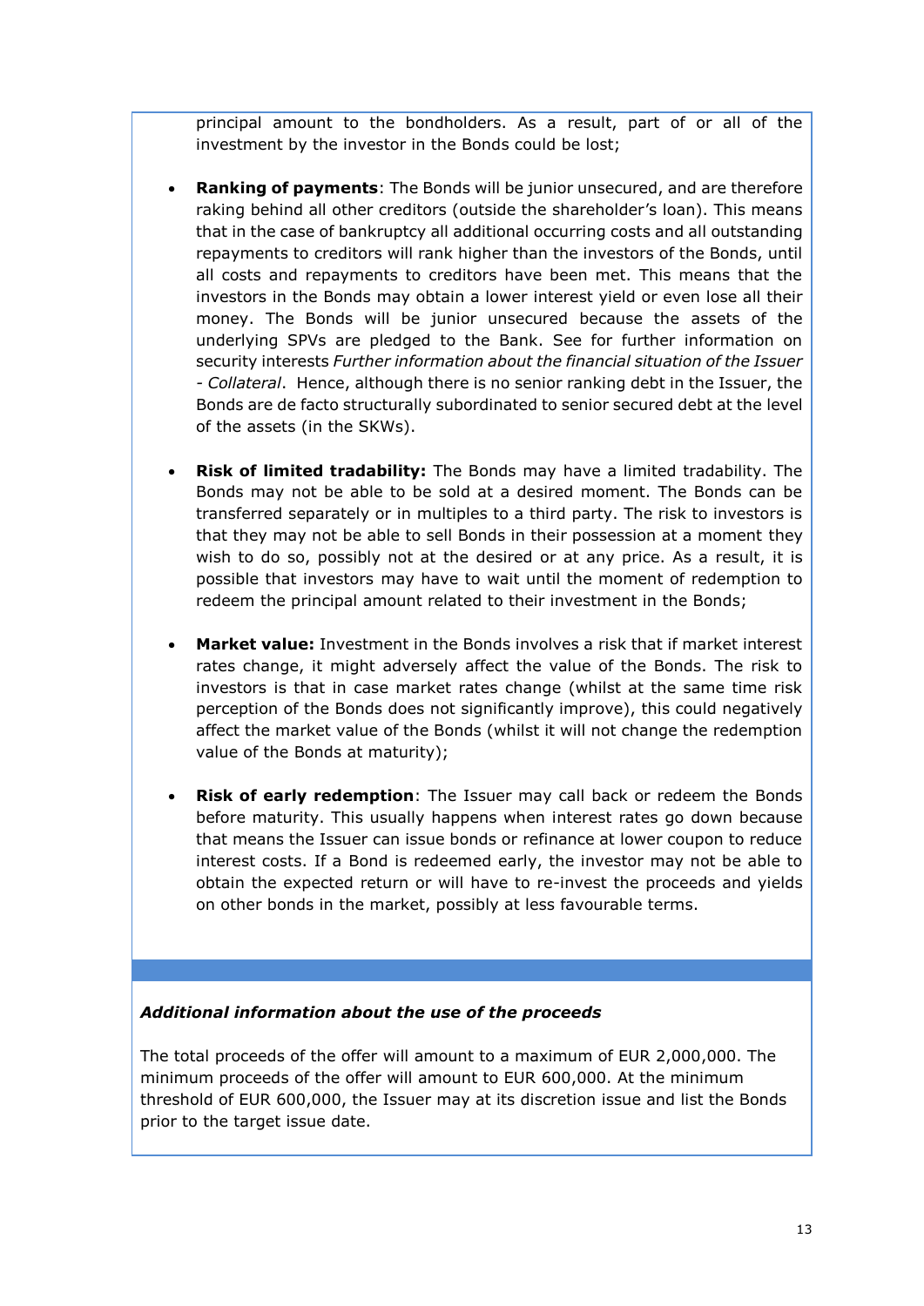principal amount to the bondholders. As a result, part of or all of the investment by the investor in the Bonds could be lost;

- **Ranking of payments**: The Bonds will be junior unsecured, and are therefore raking behind all other creditors (outside the shareholder's loan). This means that in the case of bankruptcy all additional occurring costs and all outstanding repayments to creditors will rank higher than the investors of the Bonds, until all costs and repayments to creditors have been met. This means that the investors in the Bonds may obtain a lower interest yield or even lose all their money. The Bonds will be junior unsecured because the assets of the underlying SPVs are pledged to the Bank. See for further information on security interests *Further information about the financial situation of the Issuer - Collateral*. Hence, although there is no senior ranking debt in the Issuer, the Bonds are de facto structurally subordinated to senior secured debt at the level of the assets (in the SKWs).

- **Risk of limited tradability:** The Bonds may have a limited tradability. The Bonds may not be able to be sold at a desired moment. The Bonds can be transferred separately or in multiples to a third party. The risk to investors is that they may not be able to sell Bonds in their possession at a moment they wish to do so, possibly not at the desired or at any price. As a result, it is possible that investors may have to wait until the moment of redemption to redeem the principal amount related to their investment in the Bonds;

- **Market value:** Investment in the Bonds involves a risk that if market interest rates change, it might adversely affect the value of the Bonds. The risk to investors is that in case market rates change (whilst at the same time risk perception of the Bonds does not significantly improve), this could negatively affect the market value of the Bonds (whilst it will not change the redemption value of the Bonds at maturity);

- **Risk of early redemption**: The Issuer may call back or redeem the Bonds before maturity. This usually happens when interest rates go down because that means the Issuer can issue bonds or refinance at lower coupon to reduce interest costs. If a Bond is redeemed early, the investor may not be able to obtain the expected return or will have to re-invest the proceeds and yields on other bonds in the market, possibly at less favourable terms.

***Additional information about the use of the proceeds***

The total proceeds of the offer will amount to a maximum of EUR 2,000,000. The minimum proceeds of the offer will amount to EUR 600,000. At the minimum threshold of EUR 600,000, the Issuer may at its discretion issue and list the Bonds prior to the target issue date.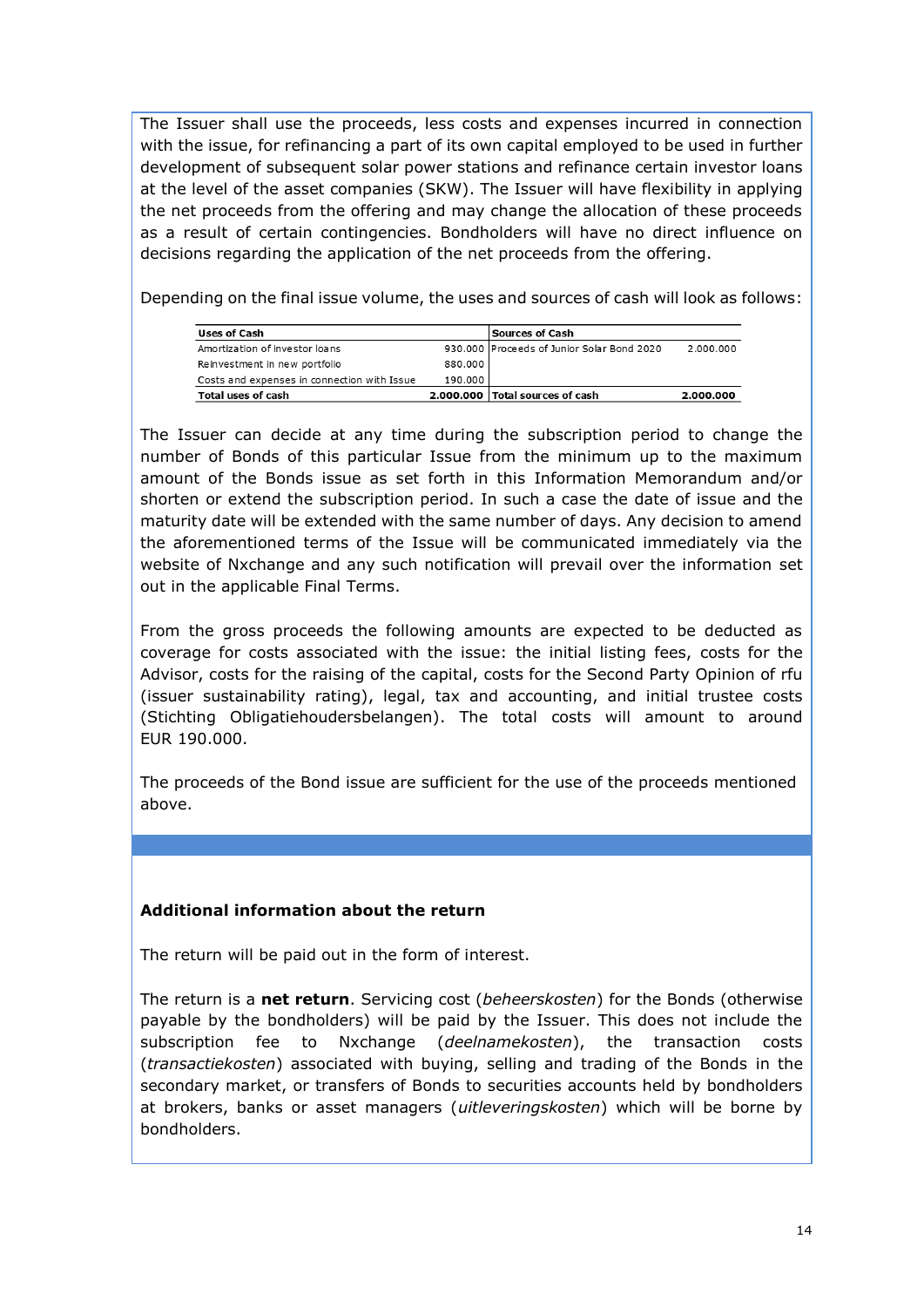The Issuer shall use the proceeds, less costs and expenses incurred in connection with the issue, for refinancing a part of its own capital employed to be used in further development of subsequent solar power stations and refinance certain investor loans at the level of the asset companies (SKW). The Issuer will have flexibility in applying the net proceeds from the offering and may change the allocation of these proceeds as a result of certain contingencies. Bondholders will have no direct influence on decisions regarding the application of the net proceeds from the offering.

Depending on the final issue volume, the uses and sources of cash will look as follows:

| Uses of Cash | | Sources of Cash | |
|---|---|---|---|
| Amortization of investor loans | 930.000 | Proceeds of Junior Solar Bond 2020 | 2.000.000 |
| Reinvestment in new portfolio | 880.000 | | |
| Costs and expenses in connection with Issue | 190.000 | | |
| **Total uses of cash** | **2.000.000** | **Total sources of cash** | **2.000.000** |

The Issuer can decide at any time during the subscription period to change the number of Bonds of this particular Issue from the minimum up to the maximum amount of the Bonds issue as set forth in this Information Memorandum and/or shorten or extend the subscription period. In such a case the date of issue and the maturity date will be extended with the same number of days. Any decision to amend the aforementioned terms of the Issue will be communicated immediately via the website of Nxchange and any such notification will prevail over the information set out in the applicable Final Terms.

From the gross proceeds the following amounts are expected to be deducted as coverage for costs associated with the issue: the initial listing fees, costs for the Advisor, costs for the raising of the capital, costs for the Second Party Opinion of rfu (issuer sustainability rating), legal, tax and accounting, and initial trustee costs (Stichting Obligatiehoudersbelangen). The total costs will amount to around EUR 190.000.

The proceeds of the Bond issue are sufficient for the use of the proceeds mentioned above.

**Additional information about the return**

The return will be paid out in the form of interest.

The return is a **net return**. Servicing cost (*beheerskosten*) for the Bonds (otherwise payable by the bondholders) will be paid by the Issuer. This does not include the subscription fee to Nxchange (*deelnamekosten*), the transaction costs (*transactiekosten*) associated with buying, selling and trading of the Bonds in the secondary market, or transfers of Bonds to securities accounts held by bondholders at brokers, banks or asset managers (*uitleveringskosten*) which will be borne by bondholders.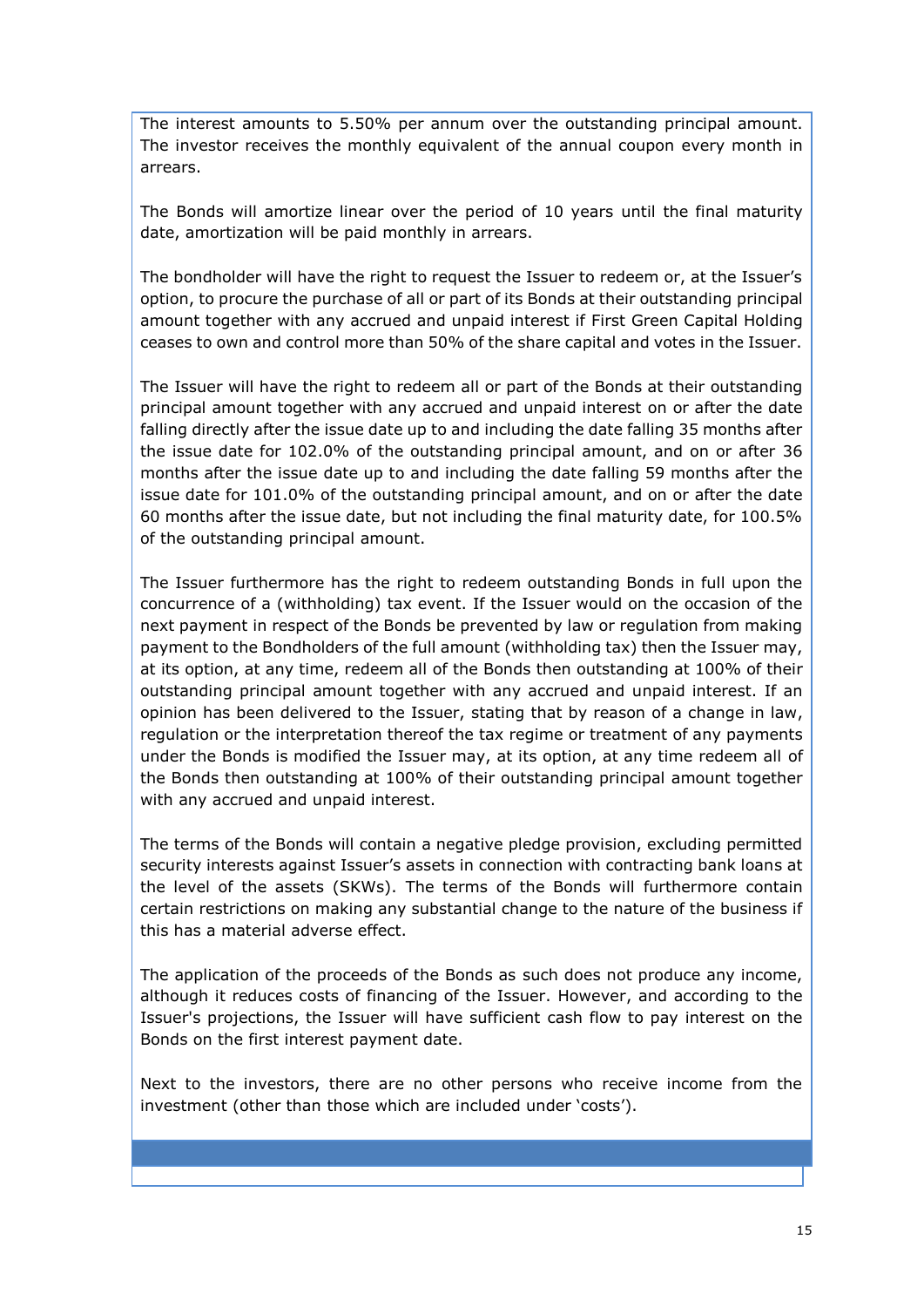The interest amounts to 5.50% per annum over the outstanding principal amount. The investor receives the monthly equivalent of the annual coupon every month in arrears.

The Bonds will amortize linear over the period of 10 years until the final maturity date, amortization will be paid monthly in arrears.

The bondholder will have the right to request the Issuer to redeem or, at the Issuer's option, to procure the purchase of all or part of its Bonds at their outstanding principal amount together with any accrued and unpaid interest if First Green Capital Holding ceases to own and control more than 50% of the share capital and votes in the Issuer.

The Issuer will have the right to redeem all or part of the Bonds at their outstanding principal amount together with any accrued and unpaid interest on or after the date falling directly after the issue date up to and including the date falling 35 months after the issue date for 102.0% of the outstanding principal amount, and on or after 36 months after the issue date up to and including the date falling 59 months after the issue date for 101.0% of the outstanding principal amount, and on or after the date 60 months after the issue date, but not including the final maturity date, for 100.5% of the outstanding principal amount.

The Issuer furthermore has the right to redeem outstanding Bonds in full upon the concurrence of a (withholding) tax event. If the Issuer would on the occasion of the next payment in respect of the Bonds be prevented by law or regulation from making payment to the Bondholders of the full amount (withholding tax) then the Issuer may, at its option, at any time, redeem all of the Bonds then outstanding at 100% of their outstanding principal amount together with any accrued and unpaid interest. If an opinion has been delivered to the Issuer, stating that by reason of a change in law, regulation or the interpretation thereof the tax regime or treatment of any payments under the Bonds is modified the Issuer may, at its option, at any time redeem all of the Bonds then outstanding at 100% of their outstanding principal amount together with any accrued and unpaid interest.

The terms of the Bonds will contain a negative pledge provision, excluding permitted security interests against Issuer's assets in connection with contracting bank loans at the level of the assets (SKWs). The terms of the Bonds will furthermore contain certain restrictions on making any substantial change to the nature of the business if this has a material adverse effect.

The application of the proceeds of the Bonds as such does not produce any income, although it reduces costs of financing of the Issuer. However, and according to the Issuer's projections, the Issuer will have sufficient cash flow to pay interest on the Bonds on the first interest payment date.

Next to the investors, there are no other persons who receive income from the investment (other than those which are included under 'costs').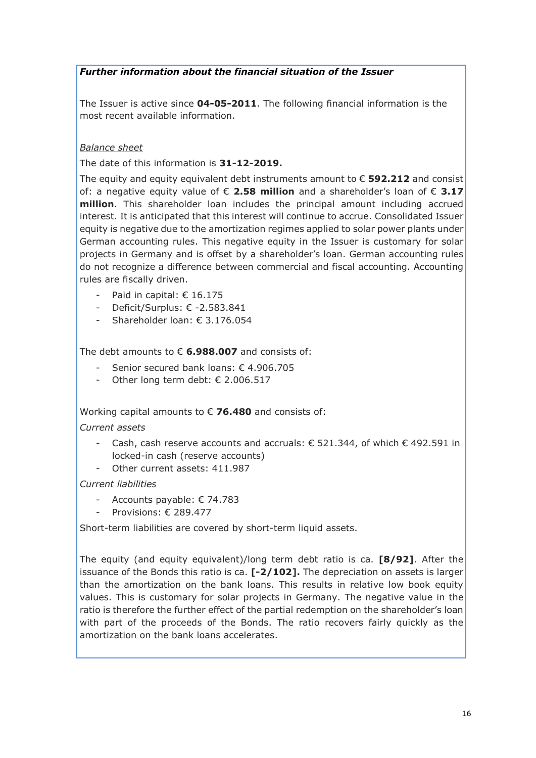***Further information about the financial situation of the Issuer***

The Issuer is active since **04-05-2011**. The following financial information is the most recent available information.

*Balance sheet*

The date of this information is **31-12-2019.**

The equity and equity equivalent debt instruments amount to € **592.212** and consist of: a negative equity value of € **2.58 million** and a shareholder's loan of € **3.17 million**. This shareholder loan includes the principal amount including accrued interest. It is anticipated that this interest will continue to accrue. Consolidated Issuer equity is negative due to the amortization regimes applied to solar power plants under German accounting rules. This negative equity in the Issuer is customary for solar projects in Germany and is offset by a shareholder's loan. German accounting rules do not recognize a difference between commercial and fiscal accounting. Accounting rules are fiscally driven.

- Paid in capital: € 16.175
- Deficit/Surplus: € -2.583.841
- Shareholder loan: € 3.176.054

The debt amounts to € **6.988.007** and consists of:

- Senior secured bank loans: € 4.906.705
- Other long term debt: € 2.006.517

Working capital amounts to € **76.480** and consists of:

*Current assets*

- Cash, cash reserve accounts and accruals: € 521.344, of which € 492.591 in locked-in cash (reserve accounts)
- Other current assets: 411.987

*Current liabilities*

- Accounts payable: € 74.783
- Provisions: € 289.477

Short-term liabilities are covered by short-term liquid assets.

The equity (and equity equivalent)/long term debt ratio is ca. **[8/92]**. After the issuance of the Bonds this ratio is ca. **[-2/102].** The depreciation on assets is larger than the amortization on the bank loans. This results in relative low book equity values. This is customary for solar projects in Germany. The negative value in the ratio is therefore the further effect of the partial redemption on the shareholder's loan with part of the proceeds of the Bonds. The ratio recovers fairly quickly as the amortization on the bank loans accelerates.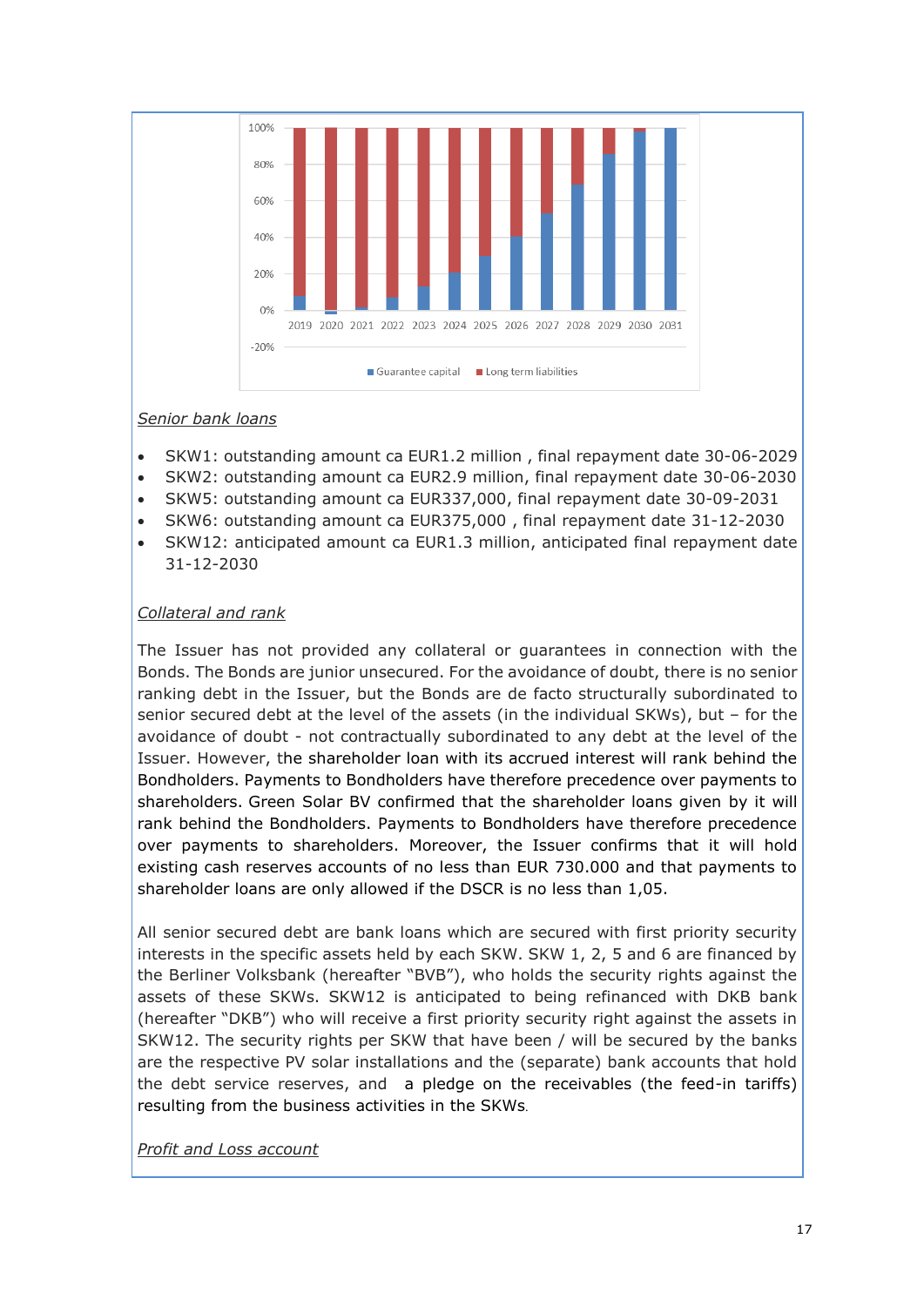Senior bank loans

- SKW1: outstanding amount ca EUR1.2 million , final repayment date 30-06-2029
- SKW2: outstanding amount ca EUR2.9 million, final repayment date 30-06-2030
- SKW5: outstanding amount ca EUR337,000, final repayment date 30-09-2031
- SKW6: outstanding amount ca EUR375,000 , final repayment date 31-12-2030
- SKW12: anticipated amount ca EUR1.3 million, anticipated final repayment date 31-12-2030

Collateral and rank

The Issuer has not provided any collateral or guarantees in connection with the Bonds. The Bonds are junior unsecured. For the avoidance of doubt, there is no senior ranking debt in the Issuer, but the Bonds are de facto structurally subordinated to senior secured debt at the level of the assets (in the individual SKWs), but – for the avoidance of doubt - not contractually subordinated to any debt at the level of the Issuer. However, the shareholder loan with its accrued interest will rank behind the Bondholders. Payments to Bondholders have therefore precedence over payments to shareholders. Green Solar BV confirmed that the shareholder loans given by it will rank behind the Bondholders. Payments to Bondholders have therefore precedence over payments to shareholders. Moreover, the Issuer confirms that it will hold existing cash reserves accounts of no less than EUR 730.000 and that payments to shareholder loans are only allowed if the DSCR is no less than 1,05.

All senior secured debt are bank loans which are secured with first priority security interests in the specific assets held by each SKW. SKW 1, 2, 5 and 6 are financed by the Berliner Volksbank (hereafter "BVB"), who holds the security rights against the assets of these SKWs. SKW12 is anticipated to being refinanced with DKB bank (hereafter "DKB") who will receive a first priority security right against the assets in SKW12. The security rights per SKW that have been / will be secured by the banks are the respective PV solar installations and the (separate) bank accounts that hold the debt service reserves, and a pledge on the receivables (the feed-in tariffs) resulting from the business activities in the SKWs.

Profit and Loss account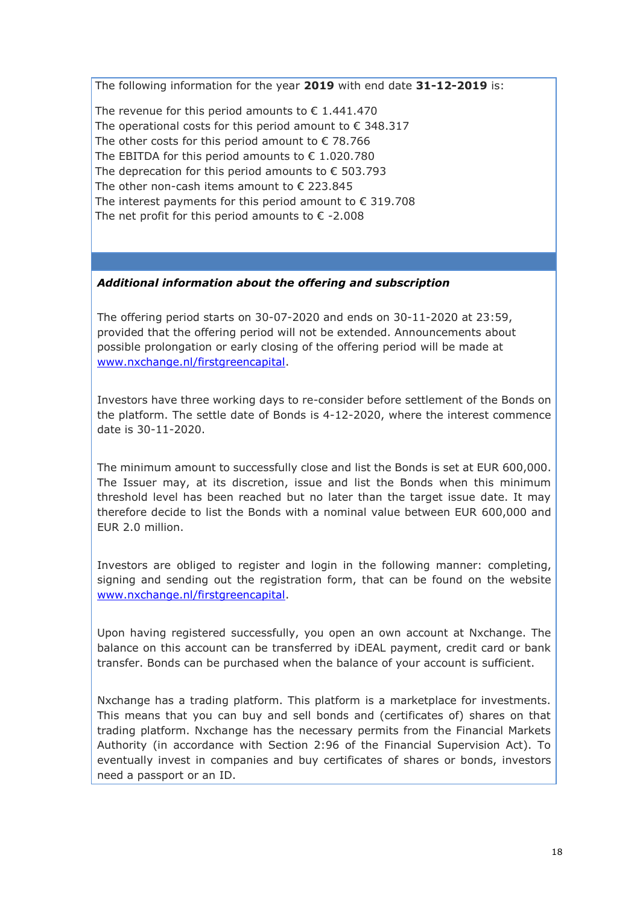The following information for the year **2019** with end date **31-12-2019** is:

The revenue for this period amounts to € 1.441.470
The operational costs for this period amount to € 348.317
The other costs for this period amount to € 78.766
The EBITDA for this period amounts to € 1.020.780
The deprecation for this period amounts to € 503.793
The other non-cash items amount to € 223.845
The interest payments for this period amount to € 319.708
The net profit for this period amounts to € -2.008

***Additional information about the offering and subscription***

The offering period starts on 30-07-2020 and ends on 30-11-2020 at 23:59, provided that the offering period will not be extended. Announcements about possible prolongation or early closing of the offering period will be made at www.nxchange.nl/firstgreencapital.

Investors have three working days to re-consider before settlement of the Bonds on the platform. The settle date of Bonds is 4-12-2020, where the interest commence date is 30-11-2020.

The minimum amount to successfully close and list the Bonds is set at EUR 600,000. The Issuer may, at its discretion, issue and list the Bonds when this minimum threshold level has been reached but no later than the target issue date. It may therefore decide to list the Bonds with a nominal value between EUR 600,000 and EUR 2.0 million.

Investors are obliged to register and login in the following manner: completing, signing and sending out the registration form, that can be found on the website www.nxchange.nl/firstgreencapital.

Upon having registered successfully, you open an own account at Nxchange. The balance on this account can be transferred by iDEAL payment, credit card or bank transfer. Bonds can be purchased when the balance of your account is sufficient.

Nxchange has a trading platform. This platform is a marketplace for investments. This means that you can buy and sell bonds and (certificates of) shares on that trading platform. Nxchange has the necessary permits from the Financial Markets Authority (in accordance with Section 2:96 of the Financial Supervision Act). To eventually invest in companies and buy certificates of shares or bonds, investors need a passport or an ID.